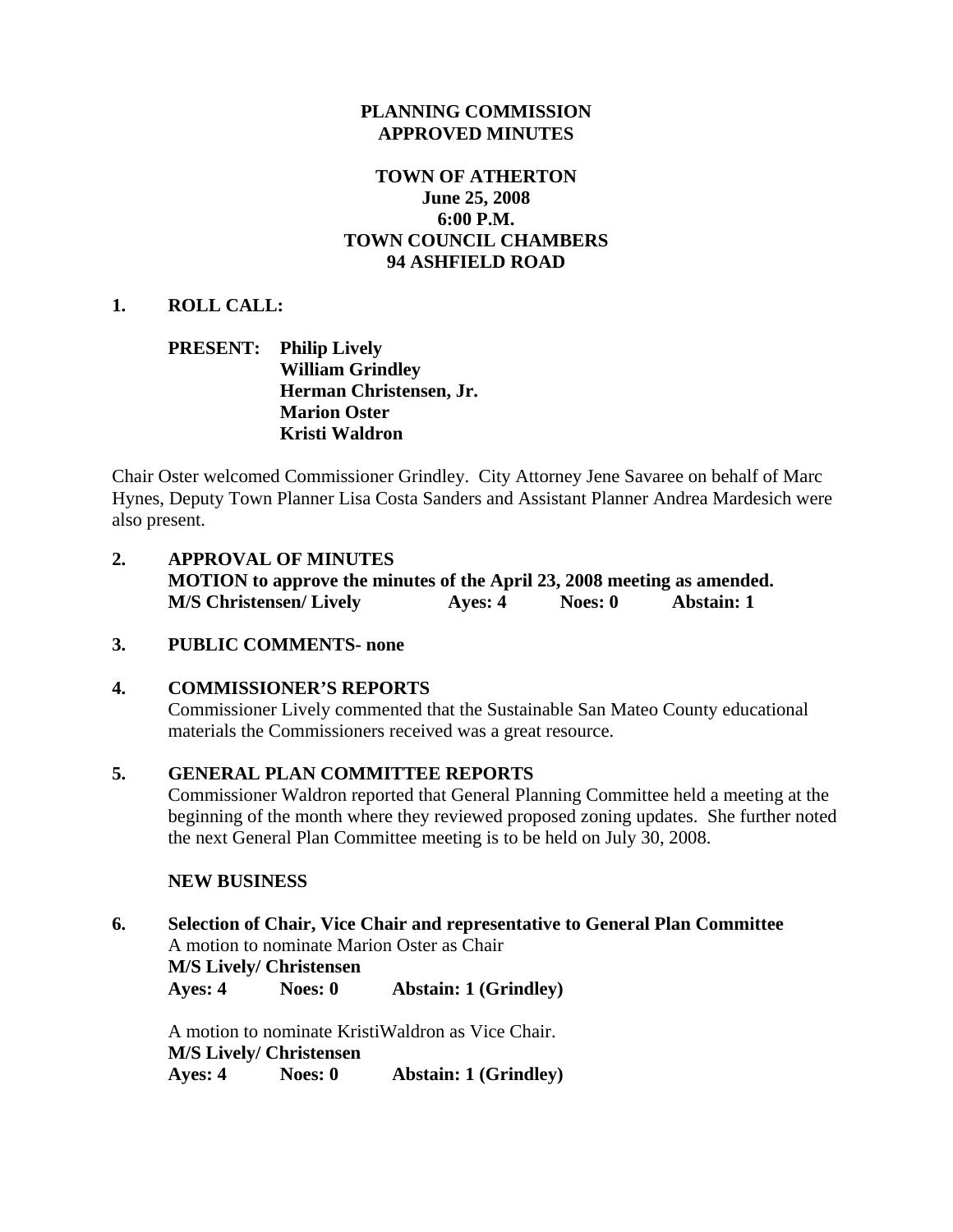**PLANNING COMMISSION**
**APPROVED MINUTES**

**TOWN OF ATHERTON**
**June 25, 2008**
**6:00 P.M.**
**TOWN COUNCIL CHAMBERS**
**94 ASHFIELD ROAD**

**1. ROLL CALL:**

**PRESENT: Philip Lively**
**William Grindley**
**Herman Christensen, Jr.**
**Marion Oster**
**Kristi Waldron**

Chair Oster welcomed Commissioner Grindley. City Attorney Jene Savaree on behalf of Marc Hynes, Deputy Town Planner Lisa Costa Sanders and Assistant Planner Andrea Mardesich were also present.

**2. APPROVAL OF MINUTES**
**MOTION to approve the minutes of the April 23, 2008 meeting as amended.**
**M/S Christensen/ Lively Ayes: 4 Noes: 0 Abstain: 1**

**3. PUBLIC COMMENTS- none**

**4. COMMISSIONER'S REPORTS**
Commissioner Lively commented that the Sustainable San Mateo County educational materials the Commissioners received was a great resource.

**5. GENERAL PLAN COMMITTEE REPORTS**
Commissioner Waldron reported that General Planning Committee held a meeting at the beginning of the month where they reviewed proposed zoning updates. She further noted the next General Plan Committee meeting is to be held on July 30, 2008.

**NEW BUSINESS**

**6. Selection of Chair, Vice Chair and representative to General Plan Committee**
A motion to nominate Marion Oster as Chair
**M/S Lively/ Christensen**
**Ayes: 4 Noes: 0 Abstain: 1 (Grindley)**

A motion to nominate KristiWaldron as Vice Chair.
**M/S Lively/ Christensen**
**Ayes: 4 Noes: 0 Abstain: 1 (Grindley)**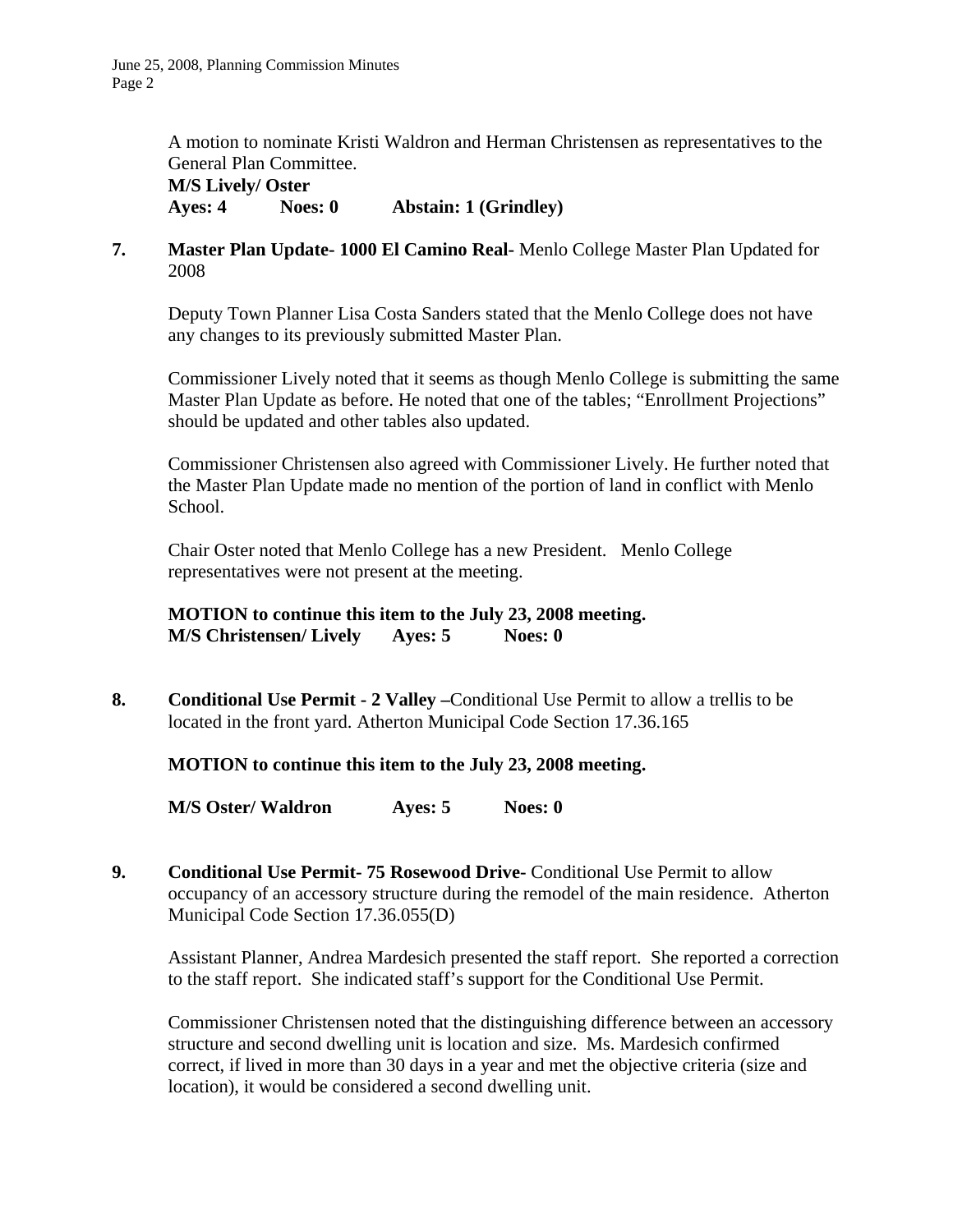A motion to nominate Kristi Waldron and Herman Christensen as representatives to the General Plan Committee.
**M/S Lively/ Oster**
**Ayes: 4 Noes: 0 Abstain: 1 (Grindley)**

**7. Master Plan Update- 1000 El Camino Real-** Menlo College Master Plan Updated for 2008

Deputy Town Planner Lisa Costa Sanders stated that the Menlo College does not have any changes to its previously submitted Master Plan.

Commissioner Lively noted that it seems as though Menlo College is submitting the same Master Plan Update as before. He noted that one of the tables; "Enrollment Projections" should be updated and other tables also updated.

Commissioner Christensen also agreed with Commissioner Lively. He further noted that the Master Plan Update made no mention of the portion of land in conflict with Menlo School.

Chair Oster noted that Menlo College has a new President. Menlo College representatives were not present at the meeting.

**MOTION to continue this item to the July 23, 2008 meeting.**
**M/S Christensen/ Lively Ayes: 5 Noes: 0**

**8. Conditional Use Permit - 2 Valley –**Conditional Use Permit to allow a trellis to be located in the front yard. Atherton Municipal Code Section 17.36.165

**MOTION to continue this item to the July 23, 2008 meeting.**

**M/S Oster/ Waldron Ayes: 5 Noes: 0**

**9. Conditional Use Permit- 75 Rosewood Drive-** Conditional Use Permit to allow occupancy of an accessory structure during the remodel of the main residence. Atherton Municipal Code Section 17.36.055(D)

Assistant Planner, Andrea Mardesich presented the staff report. She reported a correction to the staff report. She indicated staff's support for the Conditional Use Permit.

Commissioner Christensen noted that the distinguishing difference between an accessory structure and second dwelling unit is location and size. Ms. Mardesich confirmed correct, if lived in more than 30 days in a year and met the objective criteria (size and location), it would be considered a second dwelling unit.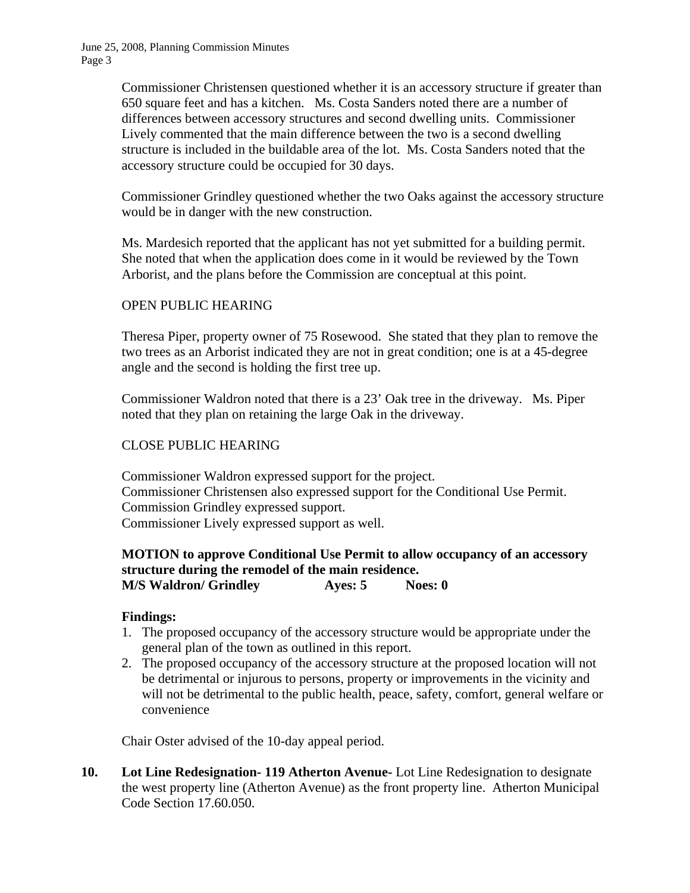Commissioner Christensen questioned whether it is an accessory structure if greater than 650 square feet and has a kitchen. Ms. Costa Sanders noted there are a number of differences between accessory structures and second dwelling units. Commissioner Lively commented that the main difference between the two is a second dwelling structure is included in the buildable area of the lot. Ms. Costa Sanders noted that the accessory structure could be occupied for 30 days.

Commissioner Grindley questioned whether the two Oaks against the accessory structure would be in danger with the new construction.

Ms. Mardesich reported that the applicant has not yet submitted for a building permit. She noted that when the application does come in it would be reviewed by the Town Arborist, and the plans before the Commission are conceptual at this point.

OPEN PUBLIC HEARING

Theresa Piper, property owner of 75 Rosewood. She stated that they plan to remove the two trees as an Arborist indicated they are not in great condition; one is at a 45-degree angle and the second is holding the first tree up.

Commissioner Waldron noted that there is a 23' Oak tree in the driveway. Ms. Piper noted that they plan on retaining the large Oak in the driveway.

CLOSE PUBLIC HEARING

Commissioner Waldron expressed support for the project.
Commissioner Christensen also expressed support for the Conditional Use Permit.
Commission Grindley expressed support.
Commissioner Lively expressed support as well.

**MOTION to approve Conditional Use Permit to allow occupancy of an accessory structure during the remodel of the main residence.**
**M/S Waldron/ Grindley Ayes: 5 Noes: 0**

**Findings:**

1. The proposed occupancy of the accessory structure would be appropriate under the general plan of the town as outlined in this report.
2. The proposed occupancy of the accessory structure at the proposed location will not be detrimental or injurous to persons, property or improvements in the vicinity and will not be detrimental to the public health, peace, safety, comfort, general welfare or convenience

Chair Oster advised of the 10-day appeal period.

**10. Lot Line Redesignation- 119 Atherton Avenue-** Lot Line Redesignation to designate the west property line (Atherton Avenue) as the front property line. Atherton Municipal Code Section 17.60.050.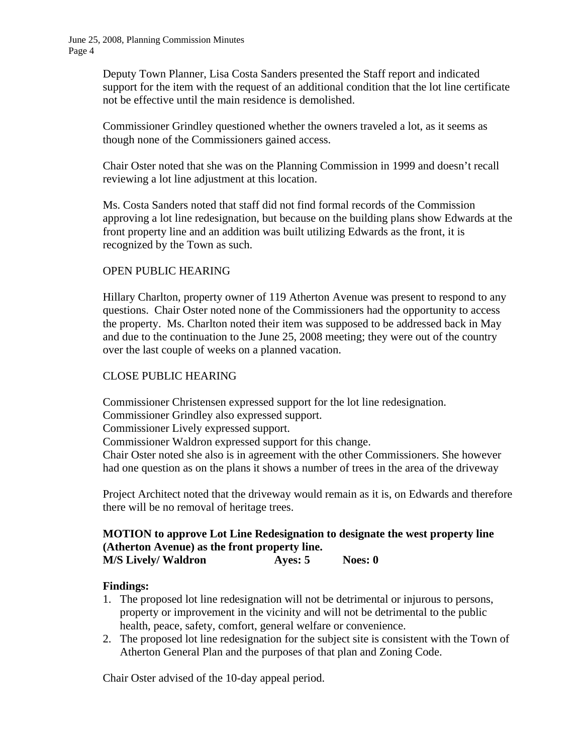Deputy Town Planner, Lisa Costa Sanders presented the Staff report and indicated support for the item with the request of an additional condition that the lot line certificate not be effective until the main residence is demolished.

Commissioner Grindley questioned whether the owners traveled a lot, as it seems as though none of the Commissioners gained access.

Chair Oster noted that she was on the Planning Commission in 1999 and doesn't recall reviewing a lot line adjustment at this location.

Ms. Costa Sanders noted that staff did not find formal records of the Commission approving a lot line redesignation, but because on the building plans show Edwards at the front property line and an addition was built utilizing Edwards as the front, it is recognized by the Town as such.

OPEN PUBLIC HEARING

Hillary Charlton, property owner of 119 Atherton Avenue was present to respond to any questions. Chair Oster noted none of the Commissioners had the opportunity to access the property. Ms. Charlton noted their item was supposed to be addressed back in May and due to the continuation to the June 25, 2008 meeting; they were out of the country over the last couple of weeks on a planned vacation.

CLOSE PUBLIC HEARING

Commissioner Christensen expressed support for the lot line redesignation.
Commissioner Grindley also expressed support.
Commissioner Lively expressed support.
Commissioner Waldron expressed support for this change.
Chair Oster noted she also is in agreement with the other Commissioners. She however had one question as on the plans it shows a number of trees in the area of the driveway

Project Architect noted that the driveway would remain as it is, on Edwards and therefore there will be no removal of heritage trees.

**MOTION to approve Lot Line Redesignation to designate the west property line (Atherton Avenue) as the front property line.**
**M/S Lively/ Waldron Ayes: 5 Noes: 0**

**Findings:**

1. The proposed lot line redesignation will not be detrimental or injurous to persons, property or improvement in the vicinity and will not be detrimental to the public health, peace, safety, comfort, general welfare or convenience.
2. The proposed lot line redesignation for the subject site is consistent with the Town of Atherton General Plan and the purposes of that plan and Zoning Code.

Chair Oster advised of the 10-day appeal period.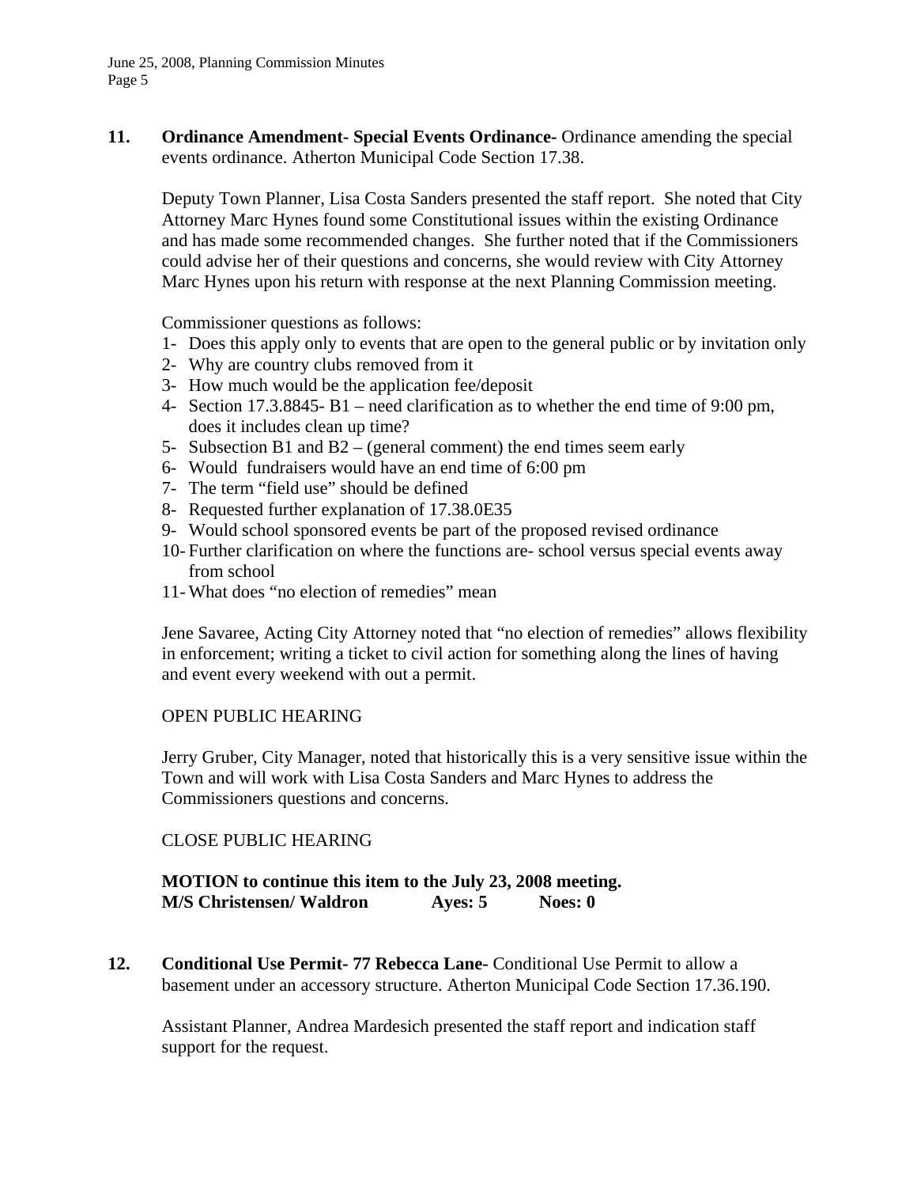**11. Ordinance Amendment- Special Events Ordinance-** Ordinance amending the special events ordinance. Atherton Municipal Code Section 17.38.

Deputy Town Planner, Lisa Costa Sanders presented the staff report. She noted that City Attorney Marc Hynes found some Constitutional issues within the existing Ordinance and has made some recommended changes. She further noted that if the Commissioners could advise her of their questions and concerns, she would review with City Attorney Marc Hynes upon his return with response at the next Planning Commission meeting.

Commissioner questions as follows:

1- Does this apply only to events that are open to the general public or by invitation only
2- Why are country clubs removed from it
3- How much would be the application fee/deposit
4- Section 17.3.8845- B1 – need clarification as to whether the end time of 9:00 pm, does it includes clean up time?
5- Subsection B1 and B2 – (general comment) the end times seem early
6- Would fundraisers would have an end time of 6:00 pm
7- The term "field use" should be defined
8- Requested further explanation of 17.38.0E35
9- Would school sponsored events be part of the proposed revised ordinance
10- Further clarification on where the functions are- school versus special events away from school
11- What does "no election of remedies" mean

Jene Savaree, Acting City Attorney noted that "no election of remedies" allows flexibility in enforcement; writing a ticket to civil action for something along the lines of having and event every weekend with out a permit.

OPEN PUBLIC HEARING

Jerry Gruber, City Manager, noted that historically this is a very sensitive issue within the Town and will work with Lisa Costa Sanders and Marc Hynes to address the Commissioners questions and concerns.

CLOSE PUBLIC HEARING

**MOTION to continue this item to the July 23, 2008 meeting.**
**M/S Christensen/ Waldron Ayes: 5 Noes: 0**

**12. Conditional Use Permit- 77 Rebecca Lane-** Conditional Use Permit to allow a basement under an accessory structure. Atherton Municipal Code Section 17.36.190.

Assistant Planner, Andrea Mardesich presented the staff report and indication staff support for the request.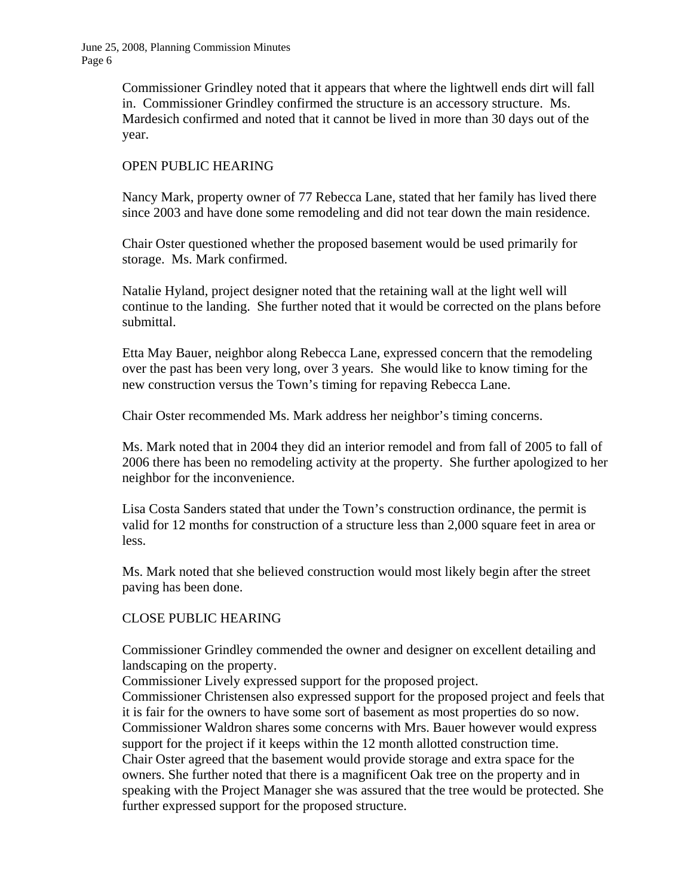Commissioner Grindley noted that it appears that where the lightwell ends dirt will fall in. Commissioner Grindley confirmed the structure is an accessory structure. Ms. Mardesich confirmed and noted that it cannot be lived in more than 30 days out of the year.

OPEN PUBLIC HEARING

Nancy Mark, property owner of 77 Rebecca Lane, stated that her family has lived there since 2003 and have done some remodeling and did not tear down the main residence.

Chair Oster questioned whether the proposed basement would be used primarily for storage. Ms. Mark confirmed.

Natalie Hyland, project designer noted that the retaining wall at the light well will continue to the landing. She further noted that it would be corrected on the plans before submittal.

Etta May Bauer, neighbor along Rebecca Lane, expressed concern that the remodeling over the past has been very long, over 3 years. She would like to know timing for the new construction versus the Town's timing for repaving Rebecca Lane.

Chair Oster recommended Ms. Mark address her neighbor's timing concerns.

Ms. Mark noted that in 2004 they did an interior remodel and from fall of 2005 to fall of 2006 there has been no remodeling activity at the property. She further apologized to her neighbor for the inconvenience.

Lisa Costa Sanders stated that under the Town's construction ordinance, the permit is valid for 12 months for construction of a structure less than 2,000 square feet in area or less.

Ms. Mark noted that she believed construction would most likely begin after the street paving has been done.

CLOSE PUBLIC HEARING

Commissioner Grindley commended the owner and designer on excellent detailing and landscaping on the property.
Commissioner Lively expressed support for the proposed project.
Commissioner Christensen also expressed support for the proposed project and feels that it is fair for the owners to have some sort of basement as most properties do so now.
Commissioner Waldron shares some concerns with Mrs. Bauer however would express support for the project if it keeps within the 12 month allotted construction time.
Chair Oster agreed that the basement would provide storage and extra space for the owners. She further noted that there is a magnificent Oak tree on the property and in speaking with the Project Manager she was assured that the tree would be protected. She further expressed support for the proposed structure.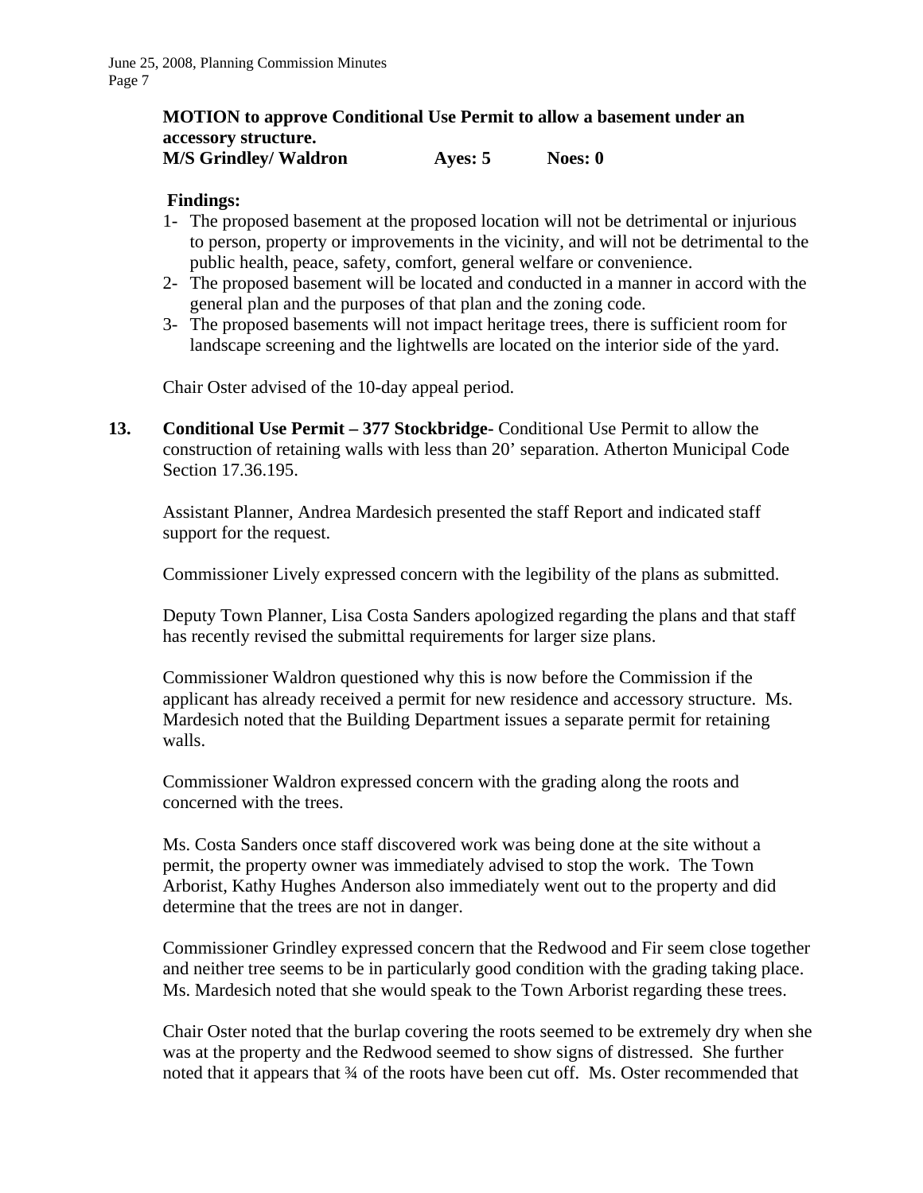**MOTION to approve Conditional Use Permit to allow a basement under an accessory structure.**
**M/S Grindley/ Waldron　　　　Ayes: 5　　　　Noes: 0**

**Findings:**

1- The proposed basement at the proposed location will not be detrimental or injurious to person, property or improvements in the vicinity, and will not be detrimental to the public health, peace, safety, comfort, general welfare or convenience.
2- The proposed basement will be located and conducted in a manner in accord with the general plan and the purposes of that plan and the zoning code.
3- The proposed basements will not impact heritage trees, there is sufficient room for landscape screening and the lightwells are located on the interior side of the yard.

Chair Oster advised of the 10-day appeal period.

**13.　Conditional Use Permit – 377 Stockbridge-** Conditional Use Permit to allow the construction of retaining walls with less than 20' separation. Atherton Municipal Code Section 17.36.195.

Assistant Planner, Andrea Mardesich presented the staff Report and indicated staff support for the request.

Commissioner Lively expressed concern with the legibility of the plans as submitted.

Deputy Town Planner, Lisa Costa Sanders apologized regarding the plans and that staff has recently revised the submittal requirements for larger size plans.

Commissioner Waldron questioned why this is now before the Commission if the applicant has already received a permit for new residence and accessory structure. Ms. Mardesich noted that the Building Department issues a separate permit for retaining walls.

Commissioner Waldron expressed concern with the grading along the roots and concerned with the trees.

Ms. Costa Sanders once staff discovered work was being done at the site without a permit, the property owner was immediately advised to stop the work. The Town Arborist, Kathy Hughes Anderson also immediately went out to the property and did determine that the trees are not in danger.

Commissioner Grindley expressed concern that the Redwood and Fir seem close together and neither tree seems to be in particularly good condition with the grading taking place. Ms. Mardesich noted that she would speak to the Town Arborist regarding these trees.

Chair Oster noted that the burlap covering the roots seemed to be extremely dry when she was at the property and the Redwood seemed to show signs of distressed. She further noted that it appears that ¾ of the roots have been cut off. Ms. Oster recommended that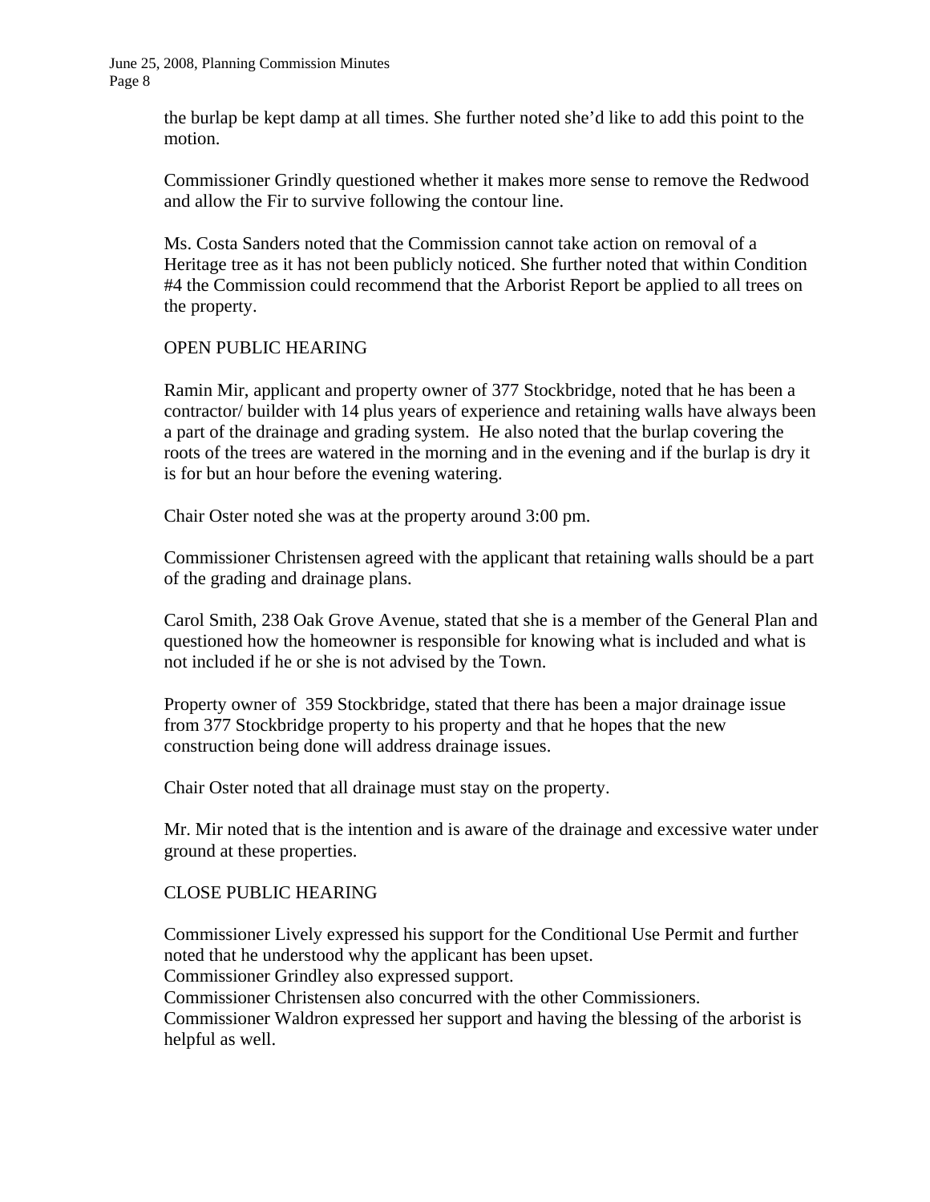the burlap be kept damp at all times. She further noted she'd like to add this point to the motion.

Commissioner Grindly questioned whether it makes more sense to remove the Redwood and allow the Fir to survive following the contour line.

Ms. Costa Sanders noted that the Commission cannot take action on removal of a Heritage tree as it has not been publicly noticed. She further noted that within Condition #4 the Commission could recommend that the Arborist Report be applied to all trees on the property.

OPEN PUBLIC HEARING

Ramin Mir, applicant and property owner of 377 Stockbridge, noted that he has been a contractor/ builder with 14 plus years of experience and retaining walls have always been a part of the drainage and grading system. He also noted that the burlap covering the roots of the trees are watered in the morning and in the evening and if the burlap is dry it is for but an hour before the evening watering.

Chair Oster noted she was at the property around 3:00 pm.

Commissioner Christensen agreed with the applicant that retaining walls should be a part of the grading and drainage plans.

Carol Smith, 238 Oak Grove Avenue, stated that she is a member of the General Plan and questioned how the homeowner is responsible for knowing what is included and what is not included if he or she is not advised by the Town.

Property owner of 359 Stockbridge, stated that there has been a major drainage issue from 377 Stockbridge property to his property and that he hopes that the new construction being done will address drainage issues.

Chair Oster noted that all drainage must stay on the property.

Mr. Mir noted that is the intention and is aware of the drainage and excessive water under ground at these properties.

CLOSE PUBLIC HEARING

Commissioner Lively expressed his support for the Conditional Use Permit and further noted that he understood why the applicant has been upset.
Commissioner Grindley also expressed support.
Commissioner Christensen also concurred with the other Commissioners.
Commissioner Waldron expressed her support and having the blessing of the arborist is helpful as well.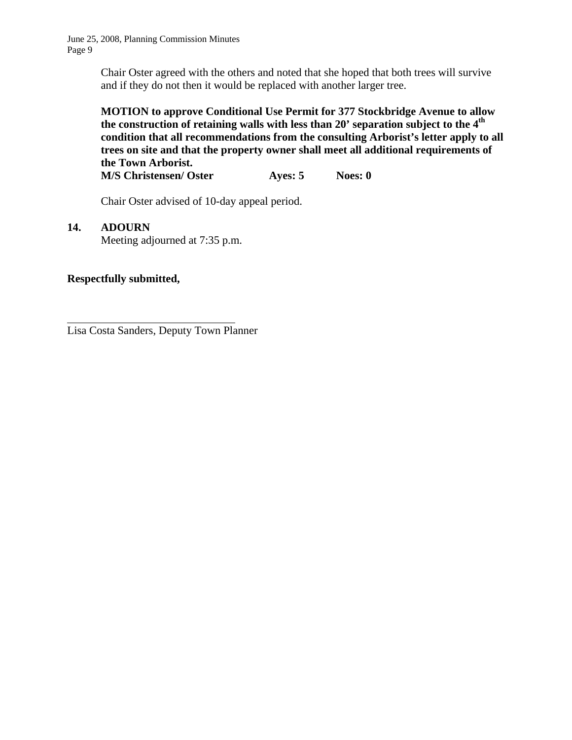Chair Oster agreed with the others and noted that she hoped that both trees will survive and if they do not then it would be replaced with another larger tree.

**MOTION to approve Conditional Use Permit for 377 Stockbridge Avenue to allow the construction of retaining walls with less than 20' separation subject to the 4th condition that all recommendations from the consulting Arborist's letter apply to all trees on site and that the property owner shall meet all additional requirements of the Town Arborist.**

**M/S Christensen/ Oster        Ayes: 5        Noes: 0**

Chair Oster advised of 10-day appeal period.

**14. ADOURN**

Meeting adjourned at 7:35 p.m.

**Respectfully submitted,**

\_\_\_\_\_\_\_\_\_\_\_\_\_\_\_\_\_\_\_\_\_\_\_\_\_\_\_\_\_\_\_\_

Lisa Costa Sanders, Deputy Town Planner